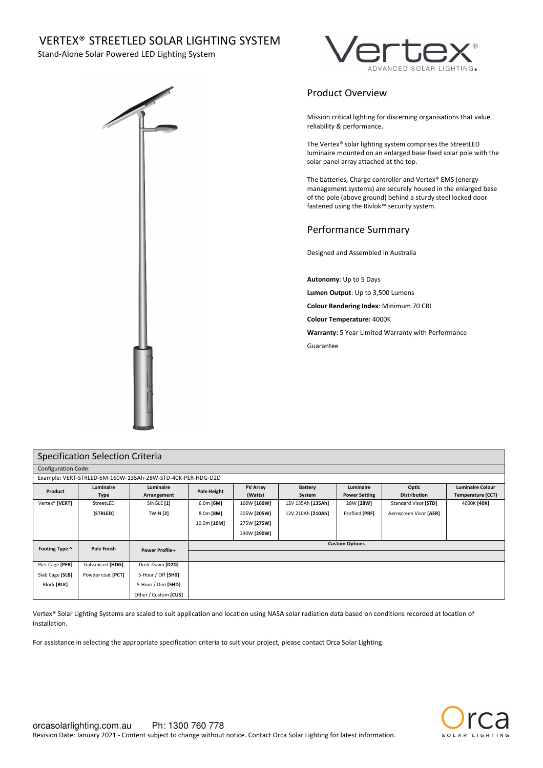# VERTEX® STREETLED SOLAR LIGHTING SYSTEM

Stand-Alone Solar Powered LED Lighting System

## Product Overview

Mission critical lighting for discerning organisations that value reliability & performance.

The Vertex® solar lighting system comprises the StreetLED luminaire mounted on an enlarged base fixed solar pole with the solar panel array attached at the top.

The batteries, Charge controller and Vertex® EMS (energy management systems) are securely housed in the enlarged base of the pole (above ground) behind a sturdy steel locked door fastened using the Rivlok™ security system.

## Performance Summary

Designed and Assembled in Australia

**Autonomy**: Up to 5 Days

**Lumen Output**: Up to 3,500 Lumens

**Colour Rendering Index**: Minimum 70 CRI

**Colour Temperature:** 4000K

**Warranty:** 5 Year Limited Warranty with Performance Guarantee

## Specification Selection Criteria

Configuration Code:

Example: VERT-STRLED-6M-160W-135Ah-28W-STD-40K-PER-HDG-D2D

| Product | Luminaire Type | Luminaire Arrangement | Pole Height | PV Array (Watts) | Battery System | Luminaire Power Setting | Optic Distribution | Luminaire Colour Temperature (CCT) |
|---|---|---|---|---|---|---|---|---|
| Vertex® **[VERT]** | StreetLED **[STRLED]** | SINGLE **[1]** | 6.0m **[6M]** | 160W **[160W]** | 12V 135Ah **[135Ah]** | 28W **[28W]** | Standard Visor **[STD]** | 4000K **[40K]** |
| | | TWIN **[2]** | 8.0m **[8M]** | 205W **[205W]** | 12V 210Ah **[210Ah]** | Profiled **[PRF]** | Aeroscreen Visor **[AER]** | |
| | | | 10.0m **[10M]** | 275W **[275W]** | | | | |
| | | | | 290W **[290W]** | | | | |

| Footing Type ^ | Pole Finish | Power Profile+ | Custom Options |
|---|---|---|---|
| Pier Cage **[PER]** | Galvanised **[HDG]** | Dusk-Dawn **[D2D]** | |
| Slab Cage **[SLB]** | Powder coat **[PCT]** | 5-Hour / Off **[5H0]** | |
| Block **[BLK]** | | 5-Hour / Dim **[5HD]** | |
| | | Other / Custom **[CUS]** | |

Vertex® Solar Lighting Systems are scaled to suit application and location using NASA solar radiation data based on conditions recorded at location of installation.

For assistance in selecting the appropriate specification criteria to suit your project, please contact Orca Solar Lighting.

orcasolarlighting.com.au Ph: 1300 760 778

Revision Date: January 2021 - Content subject to change without notice. Contact Orca Solar Lighting for latest information.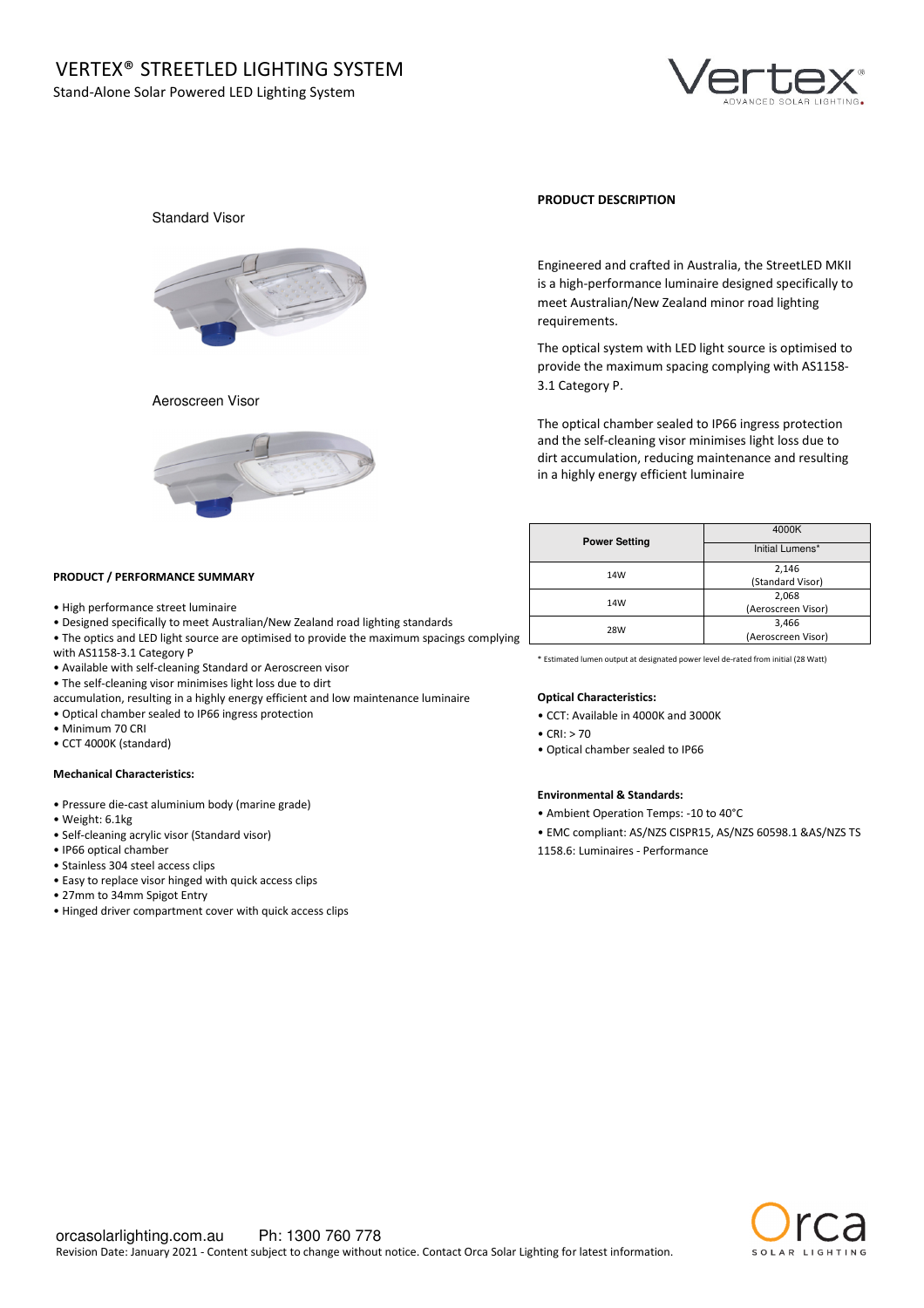# VERTEX® STREETLED LIGHTING SYSTEM

Stand-Alone Solar Powered LED Lighting System

Standard Visor

Aeroscreen Visor

**PRODUCT DESCRIPTION**

Engineered and crafted in Australia, the StreetLED MKII is a high-performance luminaire designed specifically to meet Australian/New Zealand minor road lighting requirements.

The optical system with LED light source is optimised to provide the maximum spacing complying with AS1158-3.1 Category P.

The optical chamber sealed to IP66 ingress protection and the self-cleaning visor minimises light loss due to dirt accumulation, reducing maintenance and resulting in a highly energy efficient luminaire

| Power Setting | 4000K |
|---|---|
| | Initial Lumens* |
| 14W | 2,146 (Standard Visor) |
| 14W | 2,068 (Aeroscreen Visor) |
| 28W | 3,466 (Aeroscreen Visor) |

\* Estimated lumen output at designated power level de-rated from initial (28 Watt)

**PRODUCT / PERFORMANCE SUMMARY**

- High performance street luminaire
- Designed specifically to meet Australian/New Zealand road lighting standards
- The optics and LED light source are optimised to provide the maximum spacings complying with AS1158-3.1 Category P
- Available with self-cleaning Standard or Aeroscreen visor
- The self-cleaning visor minimises light loss due to dirt accumulation, resulting in a highly energy efficient and low maintenance luminaire
- Optical chamber sealed to IP66 ingress protection
- Minimum 70 CRI
- CCT 4000K (standard)

**Mechanical Characteristics:**

- Pressure die-cast aluminium body (marine grade)
- Weight: 6.1kg
- Self-cleaning acrylic visor (Standard visor)
- IP66 optical chamber
- Stainless 304 steel access clips
- Easy to replace visor hinged with quick access clips
- 27mm to 34mm Spigot Entry
- Hinged driver compartment cover with quick access clips

**Optical Characteristics:**

- CCT: Available in 4000K and 3000K
- CRI: > 70
- Optical chamber sealed to IP66

**Environmental & Standards:**

- Ambient Operation Temps: -10 to 40°C
- EMC compliant: AS/NZS CISPR15, AS/NZS 60598.1 &AS/NZS TS 1158.6: Luminaires - Performance

orcasolarlighting.com.au Ph: 1300 760 778

Revision Date: January 2021 - Content subject to change without notice. Contact Orca Solar Lighting for latest information.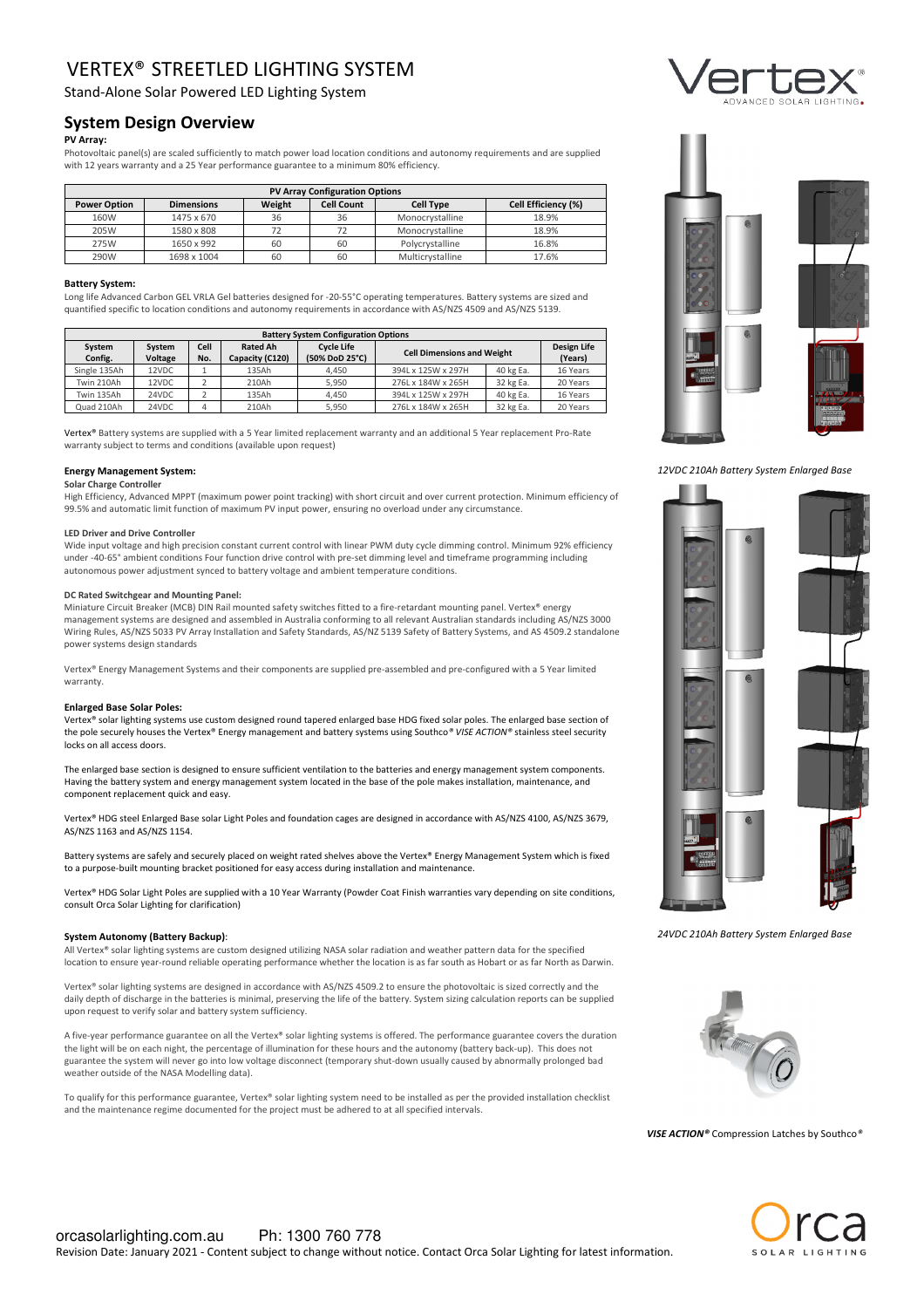# VERTEX® STREETLED LIGHTING SYSTEM

Stand-Alone Solar Powered LED Lighting System

## System Design Overview

**PV Array:**

Photovoltaic panel(s) are scaled sufficiently to match power load location conditions and autonomy requirements and are supplied with 12 years warranty and a 25 Year performance guarantee to a minimum 80% efficiency.

| PV Array Configuration Options | | | | | |
|---|---|---|---|---|---|
| **Power Option** | **Dimensions** | **Weight** | **Cell Count** | **Cell Type** | **Cell Efficiency (%)** |
| 160W | 1475 x 670 | 36 | 36 | Monocrystalline | 18.9% |
| 205W | 1580 x 808 | 72 | 72 | Monocrystalline | 18.9% |
| 275W | 1650 x 992 | 60 | 60 | Polycrystalline | 16.8% |
| 290W | 1698 x 1004 | 60 | 60 | Multicrystalline | 17.6% |

**Battery System:**

Long life Advanced Carbon GEL VRLA Gel batteries designed for -20-55°C operating temperatures. Battery systems are sized and quantified specific to location conditions and autonomy requirements in accordance with AS/NZS 4509 and AS/NZS 5139.

| Battery System Configuration Options | | | | | | | |
|---|---|---|---|---|---|---|---|
| **System Config.** | **System Voltage** | **Cell No.** | **Rated Ah Capacity (C120)** | **Cycle Life (50% DoD 25°C)** | **Cell Dimensions and Weight** | | **Design Life (Years)** |
| Single 135Ah | 12VDC | 1 | 135Ah | 4,450 | 394L x 125W x 297H | 40 kg Ea. | 16 Years |
| Twin 210Ah | 12VDC | 2 | 210Ah | 5,950 | 276L x 184W x 265H | 32 kg Ea. | 20 Years |
| Twin 135Ah | 24VDC | 2 | 135Ah | 4,450 | 394L x 125W x 297H | 40 kg Ea. | 16 Years |
| Quad 210Ah | 24VDC | 4 | 210Ah | 5,950 | 276L x 184W x 265H | 32 kg Ea. | 20 Years |

Vertex® Battery systems are supplied with a 5 Year limited replacement warranty and an additional 5 Year replacement Pro-Rate warranty subject to terms and conditions (available upon request)

**Energy Management System:**

**Solar Charge Controller**

High Efficiency, Advanced MPPT (maximum power point tracking) with short circuit and over current protection. Minimum efficiency of 99.5% and automatic limit function of maximum PV input power, ensuring no overload under any circumstance.

**LED Driver and Drive Controller**

Wide input voltage and high precision constant current control with linear PWM duty cycle dimming control. Minimum 92% efficiency under -40-65° ambient conditions Four function drive control with pre-set dimming level and timeframe programming including autonomous power adjustment synced to battery voltage and ambient temperature conditions.

**DC Rated Switchgear and Mounting Panel:**

Miniature Circuit Breaker (MCB) DIN Rail mounted safety switches fitted to a fire-retardant mounting panel. Vertex® energy management systems are designed and assembled in Australia conforming to all relevant Australian standards including AS/NZS 3000 Wiring Rules, AS/NZS 5033 PV Array Installation and Safety Standards, AS/NZ 5139 Safety of Battery Systems, and AS 4509.2 standalone power systems design standards

Vertex® Energy Management Systems and their components are supplied pre-assembled and pre-configured with a 5 Year limited warranty.

**Enlarged Base Solar Poles:**

Vertex® solar lighting systems use custom designed round tapered enlarged base HDG fixed solar poles. The enlarged base section of the pole securely houses the Vertex® Energy management and battery systems using Southco® *VISE ACTION®* stainless steel security locks on all access doors.

The enlarged base section is designed to ensure sufficient ventilation to the batteries and energy management system components. Having the battery system and energy management system located in the base of the pole makes installation, maintenance, and component replacement quick and easy.

Vertex® HDG steel Enlarged Base solar Light Poles and foundation cages are designed in accordance with AS/NZS 4100, AS/NZS 3679, AS/NZS 1163 and AS/NZS 1154.

Battery systems are safely and securely placed on weight rated shelves above the Vertex® Energy Management System which is fixed to a purpose-built mounting bracket positioned for easy access during installation and maintenance.

Vertex® HDG Solar Light Poles are supplied with a 10 Year Warranty (Powder Coat Finish warranties vary depending on site conditions, consult Orca Solar Lighting for clarification)

**System Autonomy (Battery Backup)**:

All Vertex® solar lighting systems are custom designed utilizing NASA solar radiation and weather pattern data for the specified location to ensure year-round reliable operating performance whether the location is as far south as Hobart or as far North as Darwin.

Vertex® solar lighting systems are designed in accordance with AS/NZS 4509.2 to ensure the photovoltaic is sized correctly and the daily depth of discharge in the batteries is minimal, preserving the life of the battery. System sizing calculation reports can be supplied upon request to verify solar and battery system sufficiency.

A five-year performance guarantee on all the Vertex® solar lighting systems is offered. The performance guarantee covers the duration the light will be on each night, the percentage of illumination for these hours and the autonomy (battery back-up). This does not guarantee the system will never go into low voltage disconnect (temporary shut-down usually caused by abnormally prolonged bad weather outside of the NASA Modelling data).

To qualify for this performance guarantee, Vertex® solar lighting system need to be installed as per the provided installation checklist and the maintenance regime documented for the project must be adhered to at all specified intervals.

*12VDC 210Ah Battery System Enlarged Base*

*24VDC 210Ah Battery System Enlarged Base*

***VISE ACTION®*** Compression Latches by Southco®

orcasolarlighting.com.au Ph: 1300 760 778

Revision Date: January 2021 - Content subject to change without notice. Contact Orca Solar Lighting for latest information.